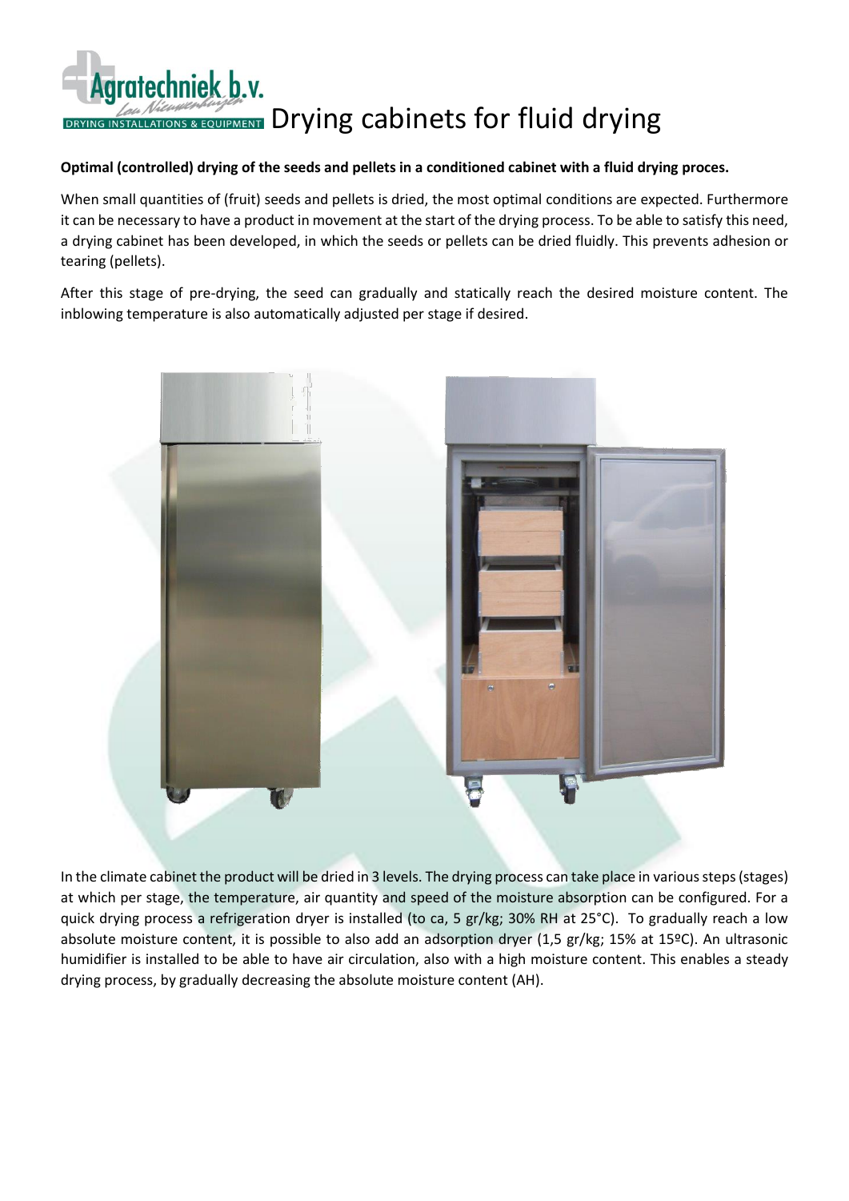# Drying cabinets for fluid drying

**Optimal (controlled) drying of the seeds and pellets in a conditioned cabinet with a fluid drying proces.**

When small quantities of (fruit) seeds and pellets is dried, the most optimal conditions are expected. Furthermore it can be necessary to have a product in movement at the start of the drying process. To be able to satisfy this need, a drying cabinet has been developed, in which the seeds or pellets can be dried fluidly. This prevents adhesion or tearing (pellets).

After this stage of pre-drying, the seed can gradually and statically reach the desired moisture content. The inblowing temperature is also automatically adjusted per stage if desired.

In the climate cabinet the product will be dried in 3 levels. The drying process can take place in various steps (stages) at which per stage, the temperature, air quantity and speed of the moisture absorption can be configured. For a quick drying process a refrigeration dryer is installed (to ca, 5 gr/kg; 30% RH at 25°C). To gradually reach a low absolute moisture content, it is possible to also add an adsorption dryer (1,5 gr/kg; 15% at 15ºC). An ultrasonic humidifier is installed to be able to have air circulation, also with a high moisture content. This enables a steady drying process, by gradually decreasing the absolute moisture content (AH).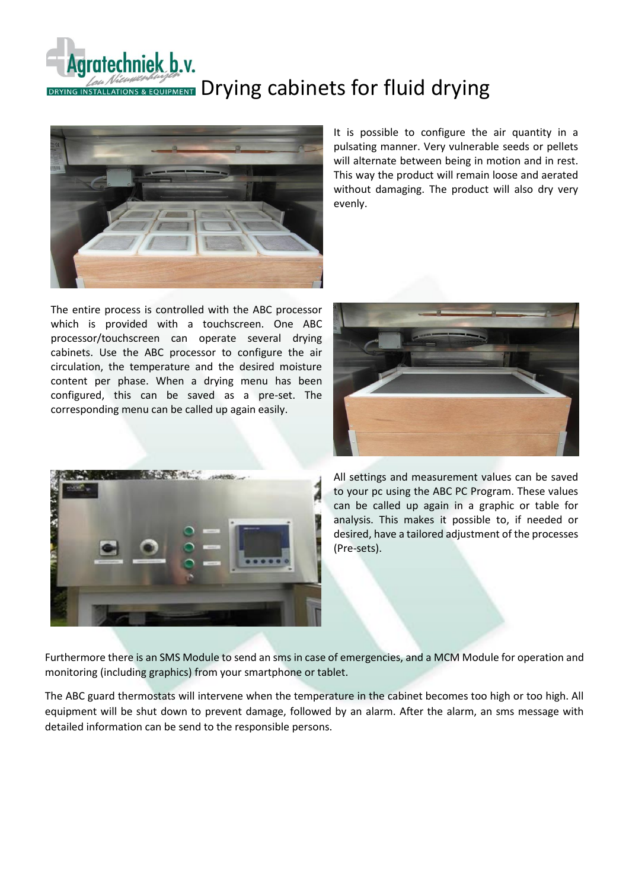# Drying cabinets for fluid drying

It is possible to configure the air quantity in a pulsating manner. Very vulnerable seeds or pellets will alternate between being in motion and in rest. This way the product will remain loose and aerated without damaging. The product will also dry very evenly.

The entire process is controlled with the ABC processor which is provided with a touchscreen. One ABC processor/touchscreen can operate several drying cabinets. Use the ABC processor to configure the air circulation, the temperature and the desired moisture content per phase. When a drying menu has been configured, this can be saved as a pre-set. The corresponding menu can be called up again easily.

All settings and measurement values can be saved to your pc using the ABC PC Program. These values can be called up again in a graphic or table for analysis. This makes it possible to, if needed or desired, have a tailored adjustment of the processes (Pre-sets).

Furthermore there is an SMS Module to send an sms in case of emergencies, and a MCM Module for operation and monitoring (including graphics) from your smartphone or tablet.

The ABC guard thermostats will intervene when the temperature in the cabinet becomes too high or too high. All equipment will be shut down to prevent damage, followed by an alarm. After the alarm, an sms message with detailed information can be send to the responsible persons.